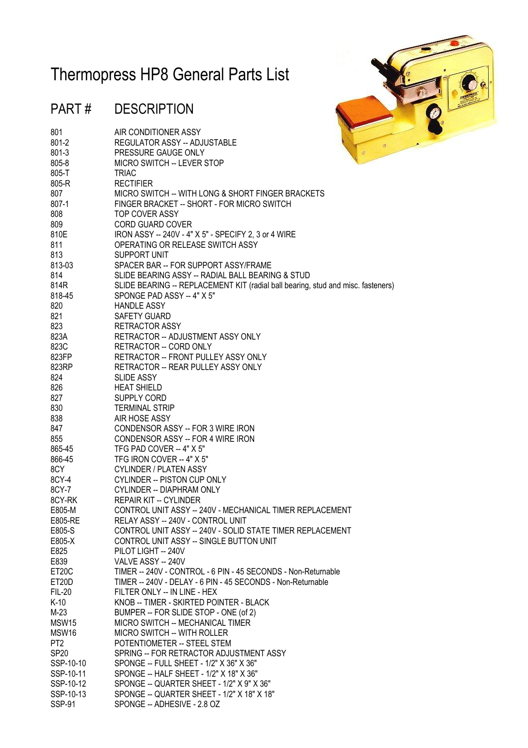# Thermopress HP8 General Parts List

| PART # | DESCRIPTION |
| --- | --- |
| 801 | AIR CONDITIONER ASSY |
| 801-2 | REGULATOR ASSY -- ADJUSTABLE |
| 801-3 | PRESSURE GAUGE ONLY |
| 805-8 | MICRO SWITCH -- LEVER STOP |
| 805-T | TRIAC |
| 805-R | RECTIFIER |
| 807 | MICRO SWITCH -- WITH LONG & SHORT FINGER BRACKETS |
| 807-1 | FINGER BRACKET -- SHORT - FOR MICRO SWITCH |
| 808 | TOP COVER ASSY |
| 809 | CORD GUARD COVER |
| 810E | IRON ASSY -- 240V - 4" X 5" - SPECIFY 2, 3 or 4 WIRE |
| 811 | OPERATING OR RELEASE SWITCH ASSY |
| 813 | SUPPORT UNIT |
| 813-03 | SPACER BAR -- FOR SUPPORT ASSY/FRAME |
| 814 | SLIDE BEARING ASSY -- RADIAL BALL BEARING & STUD |
| 814R | SLIDE BEARING -- REPLACEMENT KIT (radial ball bearing, stud and misc. fasteners) |
| 818-45 | SPONGE PAD ASSY -- 4" X 5" |
| 820 | HANDLE ASSY |
| 821 | SAFETY GUARD |
| 823 | RETRACTOR ASSY |
| 823A | RETRACTOR -- ADJUSTMENT ASSY ONLY |
| 823C | RETRACTOR -- CORD ONLY |
| 823FP | RETRACTOR -- FRONT PULLEY ASSY ONLY |
| 823RP | RETRACTOR -- REAR PULLEY ASSY ONLY |
| 824 | SLIDE ASSY |
| 826 | HEAT SHIELD |
| 827 | SUPPLY CORD |
| 830 | TERMINAL STRIP |
| 838 | AIR HOSE ASSY |
| 847 | CONDENSOR ASSY -- FOR 3 WIRE IRON |
| 855 | CONDENSOR ASSY -- FOR 4 WIRE IRON |
| 865-45 | TFG PAD COVER -- 4" X 5" |
| 866-45 | TFG IRON COVER -- 4" X 5" |
| 8CY | CYLINDER / PLATEN ASSY |
| 8CY-4 | CYLINDER -- PISTON CUP ONLY |
| 8CY-7 | CYLINDER -- DIAPHRAM ONLY |
| 8CY-RK | REPAIR KIT -- CYLINDER |
| E805-M | CONTROL UNIT ASSY -- 240V - MECHANICAL TIMER REPLACEMENT |
| E805-RE | RELAY ASSY -- 240V - CONTROL UNIT |
| E805-S | CONTROL UNIT ASSY -- 240V - SOLID STATE TIMER REPLACEMENT |
| E805-X | CONTROL UNIT ASSY -- SINGLE BUTTON UNIT |
| E825 | PILOT LIGHT -- 240V |
| E839 | VALVE ASSY -- 240V |
| ET20C | TIMER -- 240V - CONTROL - 6 PIN - 45 SECONDS - Non-Returnable |
| ET20D | TIMER -- 240V - DELAY - 6 PIN - 45 SECONDS - Non-Returnable |
| FIL-20 | FILTER ONLY -- IN LINE - HEX |
| K-10 | KNOB -- TIMER - SKIRTED POINTER - BLACK |
| M-23 | BUMPER -- FOR SLIDE STOP - ONE (of 2) |
| MSW15 | MICRO SWITCH -- MECHANICAL TIMER |
| MSW16 | MICRO SWITCH -- WITH ROLLER |
| PT2 | POTENTIOMETER -- STEEL STEM |
| SP20 | SPRING -- FOR RETRACTOR ADJUSTMENT ASSY |
| SSP-10-10 | SPONGE -- FULL SHEET - 1/2" X 36" X 36" |
| SSP-10-11 | SPONGE -- HALF SHEET - 1/2" X 18" X 36" |
| SSP-10-12 | SPONGE -- QUARTER SHEET - 1/2" X 9" X 36" |
| SSP-10-13 | SPONGE -- QUARTER SHEET - 1/2" X 18" X 18" |
| SSP-91 | SPONGE -- ADHESIVE - 2.8 OZ |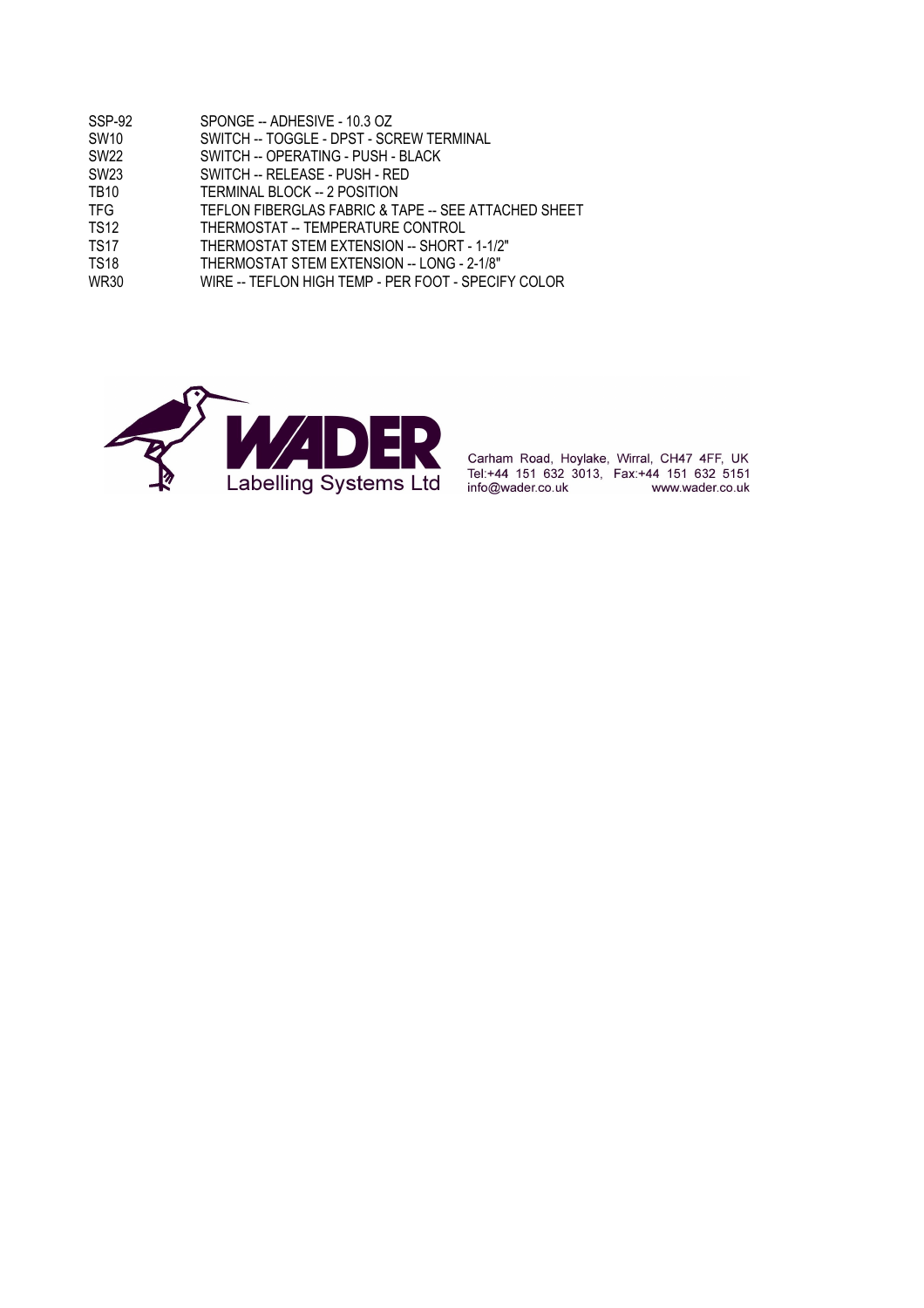| | |
|---|---|
| SSP-92 | SPONGE -- ADHESIVE - 10.3 OZ |
| SW10 | SWITCH -- TOGGLE - DPST - SCREW TERMINAL |
| SW22 | SWITCH -- OPERATING - PUSH - BLACK |
| SW23 | SWITCH -- RELEASE - PUSH - RED |
| TB10 | TERMINAL BLOCK -- 2 POSITION |
| TFG | TEFLON FIBERGLAS FABRIC & TAPE -- SEE ATTACHED SHEET |
| TS12 | THERMOSTAT -- TEMPERATURE CONTROL |
| TS17 | THERMOSTAT STEM EXTENSION -- SHORT - 1-1/2" |
| TS18 | THERMOSTAT STEM EXTENSION -- LONG - 2-1/8" |
| WR30 | WIRE -- TEFLON HIGH TEMP - PER FOOT - SPECIFY COLOR |

WADER
Labelling Systems Ltd

Carham Road, Hoylake, Wirral, CH47 4FF, UK
Tel:+44 151 632 3013, Fax:+44 151 632 5151
info@wader.co.uk www.wader.co.uk